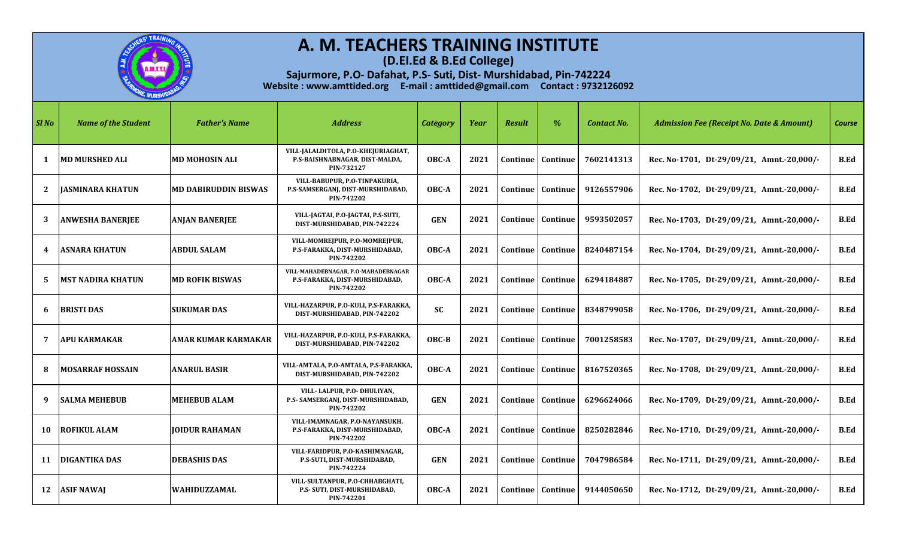# A. M. TEACHERS TRAINING INSTITUTE

**(D.El.Ed & B.Ed College)**

**Sajurmore, P.O- Dafahat, P.S- Suti, Dist- Murshidabad, Pin-742224**

**Website : www.amttided.org E-mail : amttided@gmail.com Contact : 9732126092**

| Sl No | Name of the Student | Father's Name | Address | Category | Year | Result | % | Contact No. | Admission Fee (Receipt No. Date & Amount) | Course |
|---|---|---|---|---|---|---|---|---|---|---|
| 1 | MD MURSHED ALI | MD MOHOSIN ALI | VILL-JALALDITOLA, P.O-KHEJURIAGHAT, P.S-BAISHNABNAGAR, DIST-MALDA, PIN-732127 | OBC-A | 2021 | Continue | Continue | 7602141313 | Rec. No-1701, Dt-29/09/21, Amnt.-20,000/- | B.Ed |
| 2 | JASMINARA KHATUN | MD DABIRUDDIN BISWAS | VILL-BABUPUR, P.O-TINPAKURIA, P.S-SAMSERGANJ, DIST-MURSHIDABAD, PIN-742202 | OBC-A | 2021 | Continue | Continue | 9126557906 | Rec. No-1702, Dt-29/09/21, Amnt.-20,000/- | B.Ed |
| 3 | ANWESHA BANERJEE | ANJAN BANERJEE | VILL-JAGTAI, P.O-JAGTAI, P.S-SUTI, DIST-MURSHIDABAD, PIN-742224 | GEN | 2021 | Continue | Continue | 9593502057 | Rec. No-1703, Dt-29/09/21, Amnt.-20,000/- | B.Ed |
| 4 | ASNARA KHATUN | ABDUL SALAM | VILL-MOMREJPUR, P.O-MOMREJPUR, P.S-FARAKKA, DIST-MURSHIDABAD, PIN-742202 | OBC-A | 2021 | Continue | Continue | 8240487154 | Rec. No-1704, Dt-29/09/21, Amnt.-20,000/- | B.Ed |
| 5 | MST NADIRA KHATUN | MD ROFIK BISWAS | VILL-MAHADEBNAGAR, P.O-MAHADEBNAGAR P.S-FARAKKA, DIST-MURSHIDABAD, PIN-742202 | OBC-A | 2021 | Continue | Continue | 6294184887 | Rec. No-1705, Dt-29/09/21, Amnt.-20,000/- | B.Ed |
| 6 | BRISTI DAS | SUKUMAR DAS | VILL-HAZARPUR, P.O-KULI, P.S-FARAKKA, DIST-MURSHIDABAD, PIN-742202 | SC | 2021 | Continue | Continue | 8348799058 | Rec. No-1706, Dt-29/09/21, Amnt.-20,000/- | B.Ed |
| 7 | APU KARMAKAR | AMAR KUMAR KARMAKAR | VILL-HAZARPUR, P.O-KULI, P.S-FARAKKA, DIST-MURSHIDABAD, PIN-742202 | OBC-B | 2021 | Continue | Continue | 7001258583 | Rec. No-1707, Dt-29/09/21, Amnt.-20,000/- | B.Ed |
| 8 | MOSARRAF HOSSAIN | ANARUL BASIR | VILL-AMTALA, P.O-AMTALA, P.S-FARAKKA, DIST-MURSHIDABAD, PIN-742202 | OBC-A | 2021 | Continue | Continue | 8167520365 | Rec. No-1708, Dt-29/09/21, Amnt.-20,000/- | B.Ed |
| 9 | SALMA MEHEBUB | MEHEBUB ALAM | VILL- LALPUR, P.O- DHULIYAN, P.S- SAMSERGANJ, DIST-MURSHIDABAD, PIN-742202 | GEN | 2021 | Continue | Continue | 6296624066 | Rec. No-1709, Dt-29/09/21, Amnt.-20,000/- | B.Ed |
| 10 | ROFIKUL ALAM | JOIDUR RAHAMAN | VILL-IMAMNAGAR, P.O-NAYANSUKH, P.S-FARAKKA, DIST-MURSHIDABAD, PIN-742202 | OBC-A | 2021 | Continue | Continue | 8250282846 | Rec. No-1710, Dt-29/09/21, Amnt.-20,000/- | B.Ed |
| 11 | DIGANTIKA DAS | DEBASHIS DAS | VILL-FARIDPUR, P.O-KASHIMNAGAR, P.S-SUTI, DIST-MURSHIDABAD, PIN-742224 | GEN | 2021 | Continue | Continue | 7047986584 | Rec. No-1711, Dt-29/09/21, Amnt.-20,000/- | B.Ed |
| 12 | ASIF NAWAJ | WAHIDUZZAMAL | VILL-SULTANPUR, P.O-CHHABGHATI, P.S- SUTI, DIST-MURSHIDABAD, PIN-742201 | OBC-A | 2021 | Continue | Continue | 9144050650 | Rec. No-1712, Dt-29/09/21, Amnt.-20,000/- | B.Ed |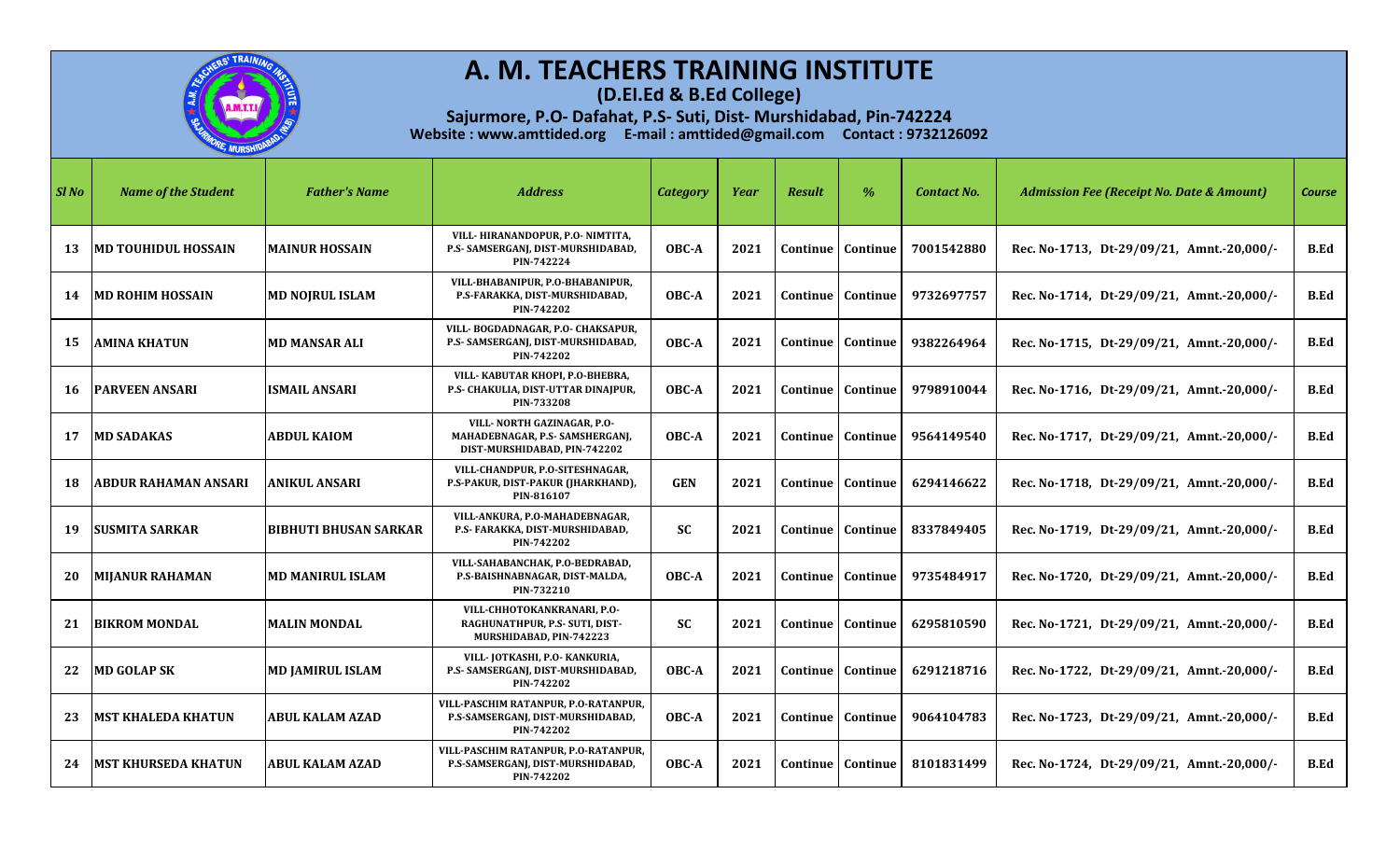# A. M. TEACHERS TRAINING INSTITUTE

**(D.El.Ed & B.Ed College)**

**Sajurmore, P.O- Dafahat, P.S- Suti, Dist- Murshidabad, Pin-742224**

**Website : www.amttided.org E-mail : amttided@gmail.com Contact : 9732126092**

| Sl No | Name of the Student | Father's Name | Address | Category | Year | Result | % | Contact No. | Admission Fee (Receipt No. Date & Amount) | Course |
|---|---|---|---|---|---|---|---|---|---|---|
| 13 | MD TOUHIDUL HOSSAIN | MAINUR HOSSAIN | VILL- HIRANANDOPUR, P.O- NIMTITA, P.S- SAMSERGANJ, DIST-MURSHIDABAD, PIN-742224 | OBC-A | 2021 | Continue | Continue | 7001542880 | Rec. No-1713, Dt-29/09/21, Amnt.-20,000/- | B.Ed |
| 14 | MD ROHIM HOSSAIN | MD NOJRUL ISLAM | VILL-BHABANIPUR, P.O-BHABANIPUR, P.S-FARAKKA, DIST-MURSHIDABAD, PIN-742202 | OBC-A | 2021 | Continue | Continue | 9732697757 | Rec. No-1714, Dt-29/09/21, Amnt.-20,000/- | B.Ed |
| 15 | AMINA KHATUN | MD MANSAR ALI | VILL- BOGDADNAGAR, P.O- CHAKSAPUR, P.S- SAMSERGANJ, DIST-MURSHIDABAD, PIN-742202 | OBC-A | 2021 | Continue | Continue | 9382264964 | Rec. No-1715, Dt-29/09/21, Amnt.-20,000/- | B.Ed |
| 16 | PARVEEN ANSARI | ISMAIL ANSARI | VILL- KABUTAR KHOPI, P.O-BHEBRA, P.S- CHAKULIA, DIST-UTTAR DINAJPUR, PIN-733208 | OBC-A | 2021 | Continue | Continue | 9798910044 | Rec. No-1716, Dt-29/09/21, Amnt.-20,000/- | B.Ed |
| 17 | MD SADAKAS | ABDUL KAIOM | VILL- NORTH GAZINAGAR, P.O- MAHADEBNAGAR, P.S- SAMSHERGANJ, DIST-MURSHIDABAD, PIN-742202 | OBC-A | 2021 | Continue | Continue | 9564149540 | Rec. No-1717, Dt-29/09/21, Amnt.-20,000/- | B.Ed |
| 18 | ABDUR RAHAMAN ANSARI | ANIKUL ANSARI | VILL-CHANDPUR, P.O-SITESHNAGAR, P.S-PAKUR, DIST-PAKUR (JHARKHAND), PIN-816107 | GEN | 2021 | Continue | Continue | 6294146622 | Rec. No-1718, Dt-29/09/21, Amnt.-20,000/- | B.Ed |
| 19 | SUSMITA SARKAR | BIBHUTI BHUSAN SARKAR | VILL-ANKURA, P.O-MAHADEBNAGAR, P.S- FARAKKA, DIST-MURSHIDABAD, PIN-742202 | SC | 2021 | Continue | Continue | 8337849405 | Rec. No-1719, Dt-29/09/21, Amnt.-20,000/- | B.Ed |
| 20 | MIJANUR RAHAMAN | MD MANIRUL ISLAM | VILL-SAHABANCHAK, P.O-BEDRABAD, P.S-BAISHNABNAGAR, DIST-MALDA, PIN-732210 | OBC-A | 2021 | Continue | Continue | 9735484917 | Rec. No-1720, Dt-29/09/21, Amnt.-20,000/- | B.Ed |
| 21 | BIKROM MONDAL | MALIN MONDAL | VILL-CHHOTOKANKRANARI, P.O- RAGHUNATHPUR, P.S- SUTI, DIST- MURSHIDABAD, PIN-742223 | SC | 2021 | Continue | Continue | 6295810590 | Rec. No-1721, Dt-29/09/21, Amnt.-20,000/- | B.Ed |
| 22 | MD GOLAP SK | MD JAMIRUL ISLAM | VILL- JOTKASHI, P.O- KANKURIA, P.S- SAMSERGANJ, DIST-MURSHIDABAD, PIN-742202 | OBC-A | 2021 | Continue | Continue | 6291218716 | Rec. No-1722, Dt-29/09/21, Amnt.-20,000/- | B.Ed |
| 23 | MST KHALEDA KHATUN | ABUL KALAM AZAD | VILL-PASCHIM RATANPUR, P.O-RATANPUR, P.S-SAMSERGANJ, DIST-MURSHIDABAD, PIN-742202 | OBC-A | 2021 | Continue | Continue | 9064104783 | Rec. No-1723, Dt-29/09/21, Amnt.-20,000/- | B.Ed |
| 24 | MST KHURSEDA KHATUN | ABUL KALAM AZAD | VILL-PASCHIM RATANPUR, P.O-RATANPUR, P.S-SAMSERGANJ, DIST-MURSHIDABAD, PIN-742202 | OBC-A | 2021 | Continue | Continue | 8101831499 | Rec. No-1724, Dt-29/09/21, Amnt.-20,000/- | B.Ed |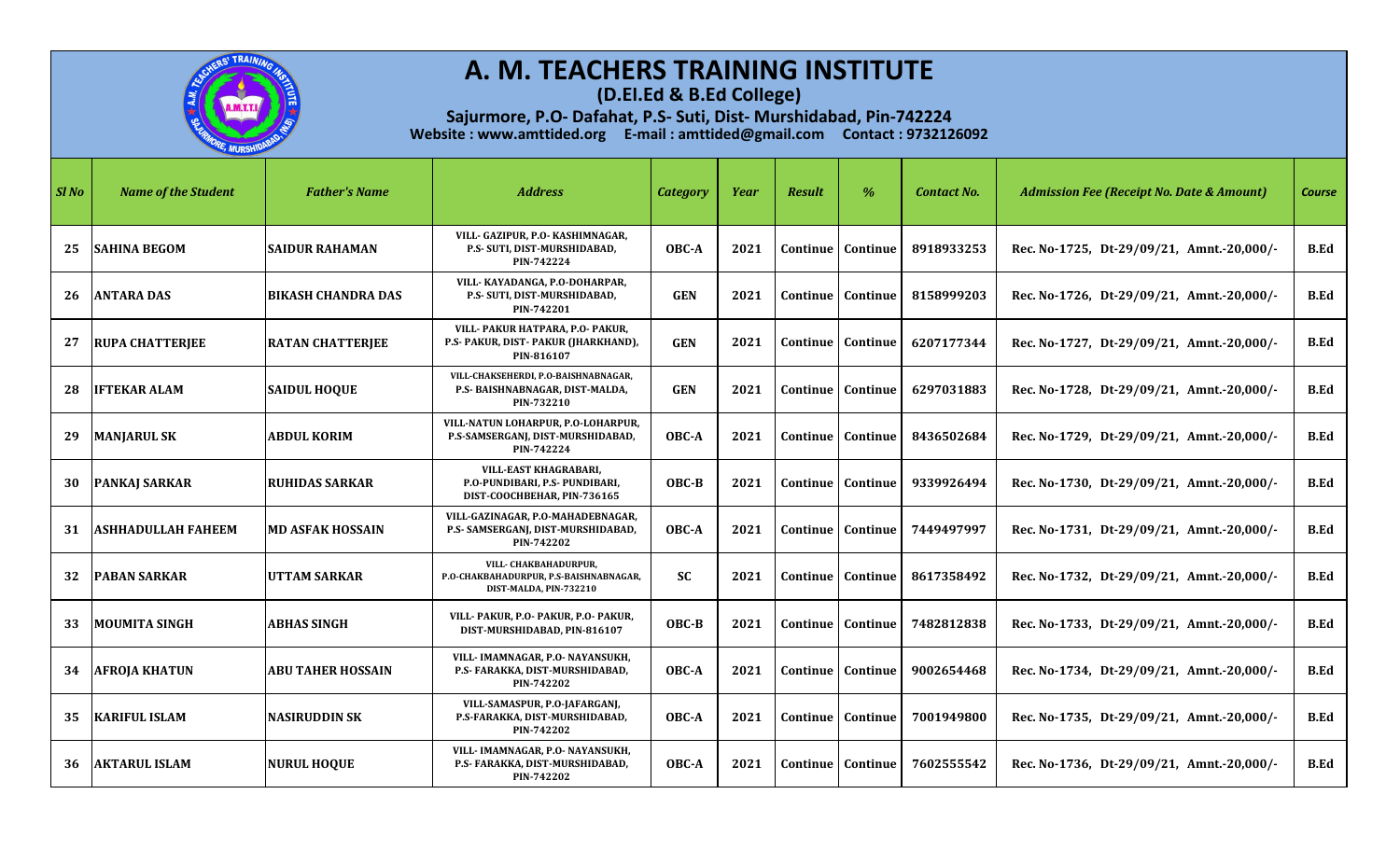# A. M. TEACHERS TRAINING INSTITUTE

**(D.El.Ed & B.Ed College)**

**Sajurmore, P.O- Dafahat, P.S- Suti, Dist- Murshidabad, Pin-742224**

**Website : www.amttided.org E-mail : amttided@gmail.com Contact : 9732126092**

| Sl No | Name of the Student | Father's Name | Address | Category | Year | Result | % | Contact No. | Admission Fee (Receipt No. Date & Amount) | Course |
|---|---|---|---|---|---|---|---|---|---|---|
| 25 | SAHINA BEGOM | SAIDUR RAHAMAN | VILL- GAZIPUR, P.O- KASHIMNAGAR, P.S- SUTI, DIST-MURSHIDABAD, PIN-742224 | OBC-A | 2021 | Continue | Continue | 8918933253 | Rec. No-1725, Dt-29/09/21, Amnt.-20,000/- | B.Ed |
| 26 | ANTARA DAS | BIKASH CHANDRA DAS | VILL- KAYADANGA, P.O-DOHARPAR, P.S- SUTI, DIST-MURSHIDABAD, PIN-742201 | GEN | 2021 | Continue | Continue | 8158999203 | Rec. No-1726, Dt-29/09/21, Amnt.-20,000/- | B.Ed |
| 27 | RUPA CHATTERJEE | RATAN CHATTERJEE | VILL- PAKUR HATPARA, P.O- PAKUR, P.S- PAKUR, DIST- PAKUR (JHARKHAND), PIN-816107 | GEN | 2021 | Continue | Continue | 6207177344 | Rec. No-1727, Dt-29/09/21, Amnt.-20,000/- | B.Ed |
| 28 | IFTEKAR ALAM | SAIDUL HOQUE | VILL-CHAKSEHERDI, P.O-BAISHNABNAGAR, P.S- BAISHNABNAGAR, DIST-MALDA, PIN-732210 | GEN | 2021 | Continue | Continue | 6297031883 | Rec. No-1728, Dt-29/09/21, Amnt.-20,000/- | B.Ed |
| 29 | MANJARUL SK | ABDUL KORIM | VILL-NATUN LOHARPUR, P.O-LOHARPUR, P.S-SAMSERGANJ, DIST-MURSHIDABAD, PIN-742224 | OBC-A | 2021 | Continue | Continue | 8436502684 | Rec. No-1729, Dt-29/09/21, Amnt.-20,000/- | B.Ed |
| 30 | PANKAJ SARKAR | RUHIDAS SARKAR | VILL-EAST KHAGRABARI, P.O-PUNDIBARI, P.S- PUNDIBARI, DIST-COOCHBEHAR, PIN-736165 | OBC-B | 2021 | Continue | Continue | 9339926494 | Rec. No-1730, Dt-29/09/21, Amnt.-20,000/- | B.Ed |
| 31 | ASHHADULLAH FAHEEM | MD ASFAK HOSSAIN | VILL-GAZINAGAR, P.O-MAHADEBNAGAR, P.S- SAMSERGANJ, DIST-MURSHIDABAD, PIN-742202 | OBC-A | 2021 | Continue | Continue | 7449497997 | Rec. No-1731, Dt-29/09/21, Amnt.-20,000/- | B.Ed |
| 32 | PABAN SARKAR | UTTAM SARKAR | VILL- CHAKBAHADURPUR, P.O-CHAKBAHADURPUR, P.S-BAISHNABNAGAR, DIST-MALDA, PIN-732210 | SC | 2021 | Continue | Continue | 8617358492 | Rec. No-1732, Dt-29/09/21, Amnt.-20,000/- | B.Ed |
| 33 | MOUMITA SINGH | ABHAS SINGH | VILL- PAKUR, P.O- PAKUR, P.O- PAKUR, DIST-MURSHIDABAD, PIN-816107 | OBC-B | 2021 | Continue | Continue | 7482812838 | Rec. No-1733, Dt-29/09/21, Amnt.-20,000/- | B.Ed |
| 34 | AFROJA KHATUN | ABU TAHER HOSSAIN | VILL- IMAMNAGAR, P.O- NAYANSUKH, P.S- FARAKKA, DIST-MURSHIDABAD, PIN-742202 | OBC-A | 2021 | Continue | Continue | 9002654468 | Rec. No-1734, Dt-29/09/21, Amnt.-20,000/- | B.Ed |
| 35 | KARIFUL ISLAM | NASIRUDDIN SK | VILL-SAMASPUR, P.O-JAFARGANJ, P.S-FARAKKA, DIST-MURSHIDABAD, PIN-742202 | OBC-A | 2021 | Continue | Continue | 7001949800 | Rec. No-1735, Dt-29/09/21, Amnt.-20,000/- | B.Ed |
| 36 | AKTARUL ISLAM | NURUL HOQUE | VILL- IMAMNAGAR, P.O- NAYANSUKH, P.S- FARAKKA, DIST-MURSHIDABAD, PIN-742202 | OBC-A | 2021 | Continue | Continue | 7602555542 | Rec. No-1736, Dt-29/09/21, Amnt.-20,000/- | B.Ed |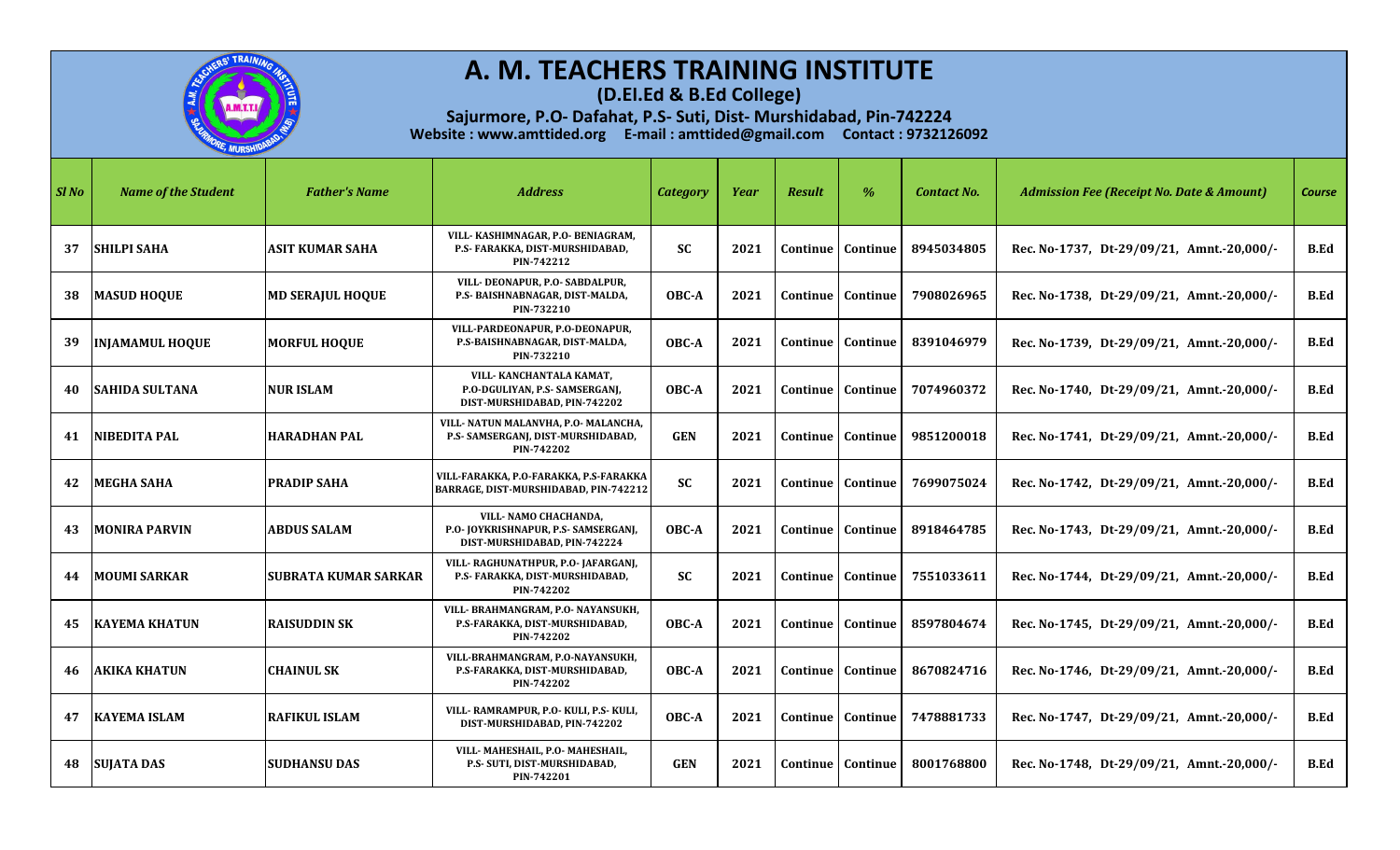# A. M. TEACHERS TRAINING INSTITUTE

**(D.El.Ed & B.Ed College)**

**Sajurmore, P.O- Dafahat, P.S- Suti, Dist- Murshidabad, Pin-742224**

**Website : www.amttided.org E-mail : amttided@gmail.com Contact : 9732126092**

| Sl No | Name of the Student | Father's Name | Address | Category | Year | Result | % | Contact No. | Admission Fee (Receipt No. Date & Amount) | Course |
|---|---|---|---|---|---|---|---|---|---|---|
| 37 | SHILPI SAHA | ASIT KUMAR SAHA | VILL- KASHIMNAGAR, P.O- BENIAGRAM, P.S- FARAKKA, DIST-MURSHIDABAD, PIN-742212 | SC | 2021 | Continue | Continue | 8945034805 | Rec. No-1737, Dt-29/09/21, Amnt.-20,000/- | B.Ed |
| 38 | MASUD HOQUE | MD SERAJUL HOQUE | VILL- DEONAPUR, P.O- SABDALPUR, P.S- BAISHNABNAGAR, DIST-MALDA, PIN-732210 | OBC-A | 2021 | Continue | Continue | 7908026965 | Rec. No-1738, Dt-29/09/21, Amnt.-20,000/- | B.Ed |
| 39 | INJAMAMUL HOQUE | MORFUL HOQUE | VILL-PARDEONAPUR, P.O-DEONAPUR, P.S-BAISHNABNAGAR, DIST-MALDA, PIN-732210 | OBC-A | 2021 | Continue | Continue | 8391046979 | Rec. No-1739, Dt-29/09/21, Amnt.-20,000/- | B.Ed |
| 40 | SAHIDA SULTANA | NUR ISLAM | VILL- KANCHANTALA KAMAT, P.O-DGULIYAN, P.S- SAMSERGANJ, DIST-MURSHIDABAD, PIN-742202 | OBC-A | 2021 | Continue | Continue | 7074960372 | Rec. No-1740, Dt-29/09/21, Amnt.-20,000/- | B.Ed |
| 41 | NIBEDITA PAL | HARADHAN PAL | VILL- NATUN MALANVHA, P.O- MALANCHA, P.S- SAMSERGANJ, DIST-MURSHIDABAD, PIN-742202 | GEN | 2021 | Continue | Continue | 9851200018 | Rec. No-1741, Dt-29/09/21, Amnt.-20,000/- | B.Ed |
| 42 | MEGHA SAHA | PRADIP SAHA | VILL-FARAKKA, P.O-FARAKKA, P.S-FARAKKA BARRAGE, DIST-MURSHIDABAD, PIN-742212 | SC | 2021 | Continue | Continue | 7699075024 | Rec. No-1742, Dt-29/09/21, Amnt.-20,000/- | B.Ed |
| 43 | MONIRA PARVIN | ABDUS SALAM | VILL- NAMO CHACHANDA, P.O- JOYKRISHNAPUR, P.S- SAMSERGANJ, DIST-MURSHIDABAD, PIN-742224 | OBC-A | 2021 | Continue | Continue | 8918464785 | Rec. No-1743, Dt-29/09/21, Amnt.-20,000/- | B.Ed |
| 44 | MOUMI SARKAR | SUBRATA KUMAR SARKAR | VILL- RAGHUNATHPUR, P.O- JAFARGANJ, P.S- FARAKKA, DIST-MURSHIDABAD, PIN-742202 | SC | 2021 | Continue | Continue | 7551033611 | Rec. No-1744, Dt-29/09/21, Amnt.-20,000/- | B.Ed |
| 45 | KAYEMA KHATUN | RAISUDDIN SK | VILL- BRAHMANGRAM, P.O- NAYANSUKH, P.S-FARAKKA, DIST-MURSHIDABAD, PIN-742202 | OBC-A | 2021 | Continue | Continue | 8597804674 | Rec. No-1745, Dt-29/09/21, Amnt.-20,000/- | B.Ed |
| 46 | AKIKA KHATUN | CHAINUL SK | VILL-BRAHMANGRAM, P.O-NAYANSUKH, P.S-FARAKKA, DIST-MURSHIDABAD, PIN-742202 | OBC-A | 2021 | Continue | Continue | 8670824716 | Rec. No-1746, Dt-29/09/21, Amnt.-20,000/- | B.Ed |
| 47 | KAYEMA ISLAM | RAFIKUL ISLAM | VILL- RAMRAMPUR, P.O- KULI, P.S- KULI, DIST-MURSHIDABAD, PIN-742202 | OBC-A | 2021 | Continue | Continue | 7478881733 | Rec. No-1747, Dt-29/09/21, Amnt.-20,000/- | B.Ed |
| 48 | SUJATA DAS | SUDHANSU DAS | VILL- MAHESHAIL, P.O- MAHESHAIL, P.S- SUTI, DIST-MURSHIDABAD, PIN-742201 | GEN | 2021 | Continue | Continue | 8001768800 | Rec. No-1748, Dt-29/09/21, Amnt.-20,000/- | B.Ed |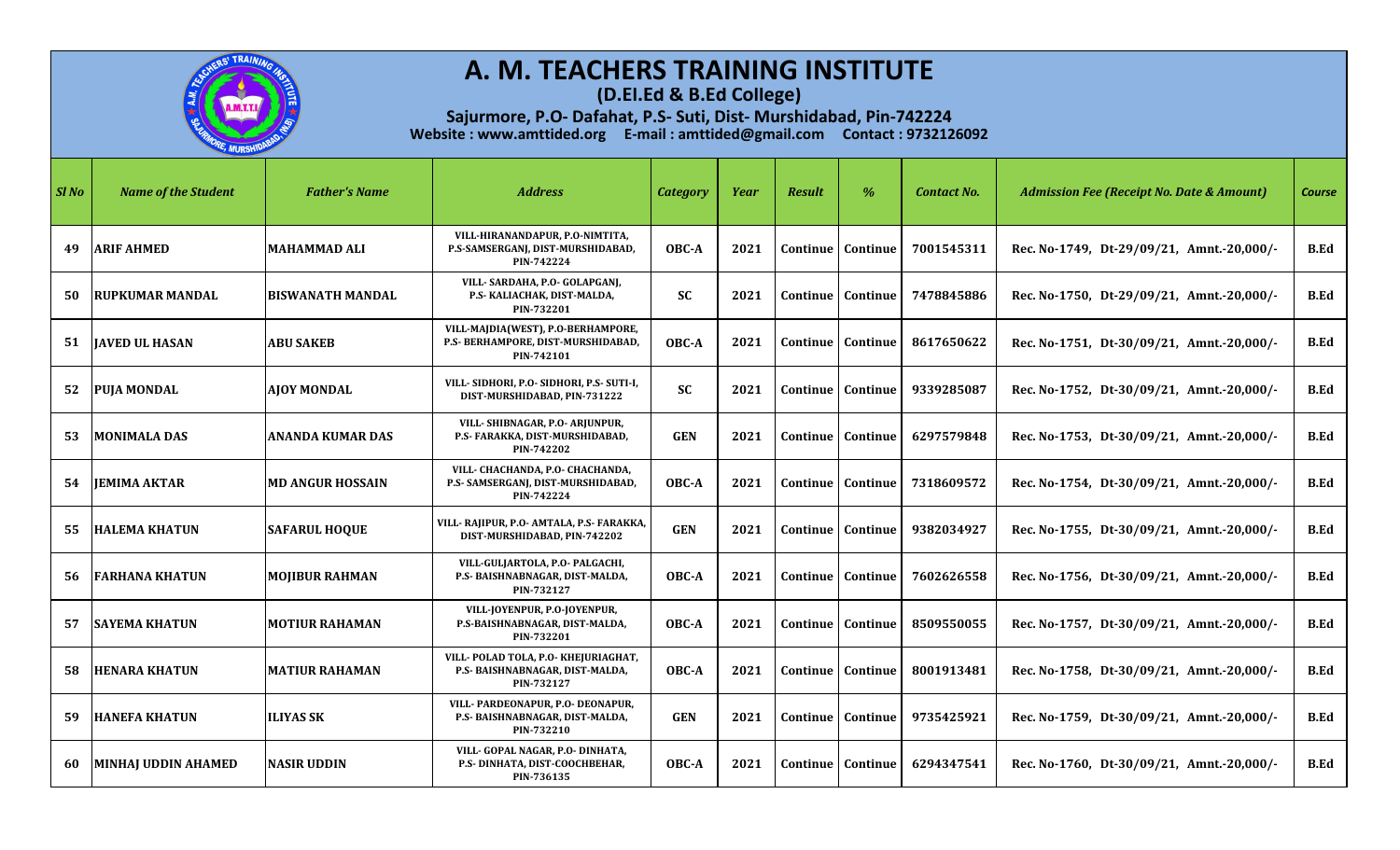# A. M. TEACHERS TRAINING INSTITUTE

**(D.El.Ed & B.Ed College)**

**Sajurmore, P.O- Dafahat, P.S- Suti, Dist- Murshidabad, Pin-742224**

**Website : www.amttided.org E-mail : amttided@gmail.com Contact : 9732126092**

| Sl No | Name of the Student | Father's Name | Address | Category | Year | Result | % | Contact No. | Admission Fee (Receipt No. Date & Amount) | Course |
|---|---|---|---|---|---|---|---|---|---|---|
| 49 | ARIF AHMED | MAHAMMAD ALI | VILL-HIRANANDAPUR, P.O-NIMTITA, P.S-SAMSERGANJ, DIST-MURSHIDABAD, PIN-742224 | OBC-A | 2021 | Continue | Continue | 7001545311 | Rec. No-1749, Dt-29/09/21, Amnt.-20,000/- | B.Ed |
| 50 | RUPKUMAR MANDAL | BISWANATH MANDAL | VILL- SARDAHA, P.O- GOLAPGANJ, P.S- KALIACHAK, DIST-MALDA, PIN-732201 | SC | 2021 | Continue | Continue | 7478845886 | Rec. No-1750, Dt-29/09/21, Amnt.-20,000/- | B.Ed |
| 51 | JAVED UL HASAN | ABU SAKEB | VILL-MAJDIA(WEST), P.O-BERHAMPORE, P.S- BERHAMPORE, DIST-MURSHIDABAD, PIN-742101 | OBC-A | 2021 | Continue | Continue | 8617650622 | Rec. No-1751, Dt-30/09/21, Amnt.-20,000/- | B.Ed |
| 52 | PUJA MONDAL | AJOY MONDAL | VILL- SIDHORI, P.O- SIDHORI, P.S- SUTI-I, DIST-MURSHIDABAD, PIN-731222 | SC | 2021 | Continue | Continue | 9339285087 | Rec. No-1752, Dt-30/09/21, Amnt.-20,000/- | B.Ed |
| 53 | MONIMALA DAS | ANANDA KUMAR DAS | VILL- SHIBNAGAR, P.O- ARJUNPUR, P.S- FARAKKA, DIST-MURSHIDABAD, PIN-742202 | GEN | 2021 | Continue | Continue | 6297579848 | Rec. No-1753, Dt-30/09/21, Amnt.-20,000/- | B.Ed |
| 54 | JEMIMA AKTAR | MD ANGUR HOSSAIN | VILL- CHACHANDA, P.O- CHACHANDA, P.S- SAMSERGANJ, DIST-MURSHIDABAD, PIN-742224 | OBC-A | 2021 | Continue | Continue | 7318609572 | Rec. No-1754, Dt-30/09/21, Amnt.-20,000/- | B.Ed |
| 55 | HALEMA KHATUN | SAFARUL HOQUE | VILL- RAJIPUR, P.O- AMTALA, P.S- FARAKKA, DIST-MURSHIDABAD, PIN-742202 | GEN | 2021 | Continue | Continue | 9382034927 | Rec. No-1755, Dt-30/09/21, Amnt.-20,000/- | B.Ed |
| 56 | FARHANA KHATUN | MOJIBUR RAHMAN | VILL-GULJARTOLA, P.O- PALGACHI, P.S- BAISHNABNAGAR, DIST-MALDA, PIN-732127 | OBC-A | 2021 | Continue | Continue | 7602626558 | Rec. No-1756, Dt-30/09/21, Amnt.-20,000/- | B.Ed |
| 57 | SAYEMA KHATUN | MOTIUR RAHAMAN | VILL-JOYENPUR, P.O-JOYENPUR, P.S-BAISHNABNAGAR, DIST-MALDA, PIN-732201 | OBC-A | 2021 | Continue | Continue | 8509550055 | Rec. No-1757, Dt-30/09/21, Amnt.-20,000/- | B.Ed |
| 58 | HENARA KHATUN | MATIUR RAHAMAN | VILL- POLAD TOLA, P.O- KHEJURIAGHAT, P.S- BAISHNABNAGAR, DIST-MALDA, PIN-732127 | OBC-A | 2021 | Continue | Continue | 8001913481 | Rec. No-1758, Dt-30/09/21, Amnt.-20,000/- | B.Ed |
| 59 | HANEFA KHATUN | ILIYAS SK | VILL- PARDEONAPUR, P.O- DEONAPUR, P.S- BAISHNABNAGAR, DIST-MALDA, PIN-732210 | GEN | 2021 | Continue | Continue | 9735425921 | Rec. No-1759, Dt-30/09/21, Amnt.-20,000/- | B.Ed |
| 60 | MINHAJ UDDIN AHAMED | NASIR UDDIN | VILL- GOPAL NAGAR, P.O- DINHATA, P.S- DINHATA, DIST-COOCHBEHAR, PIN-736135 | OBC-A | 2021 | Continue | Continue | 6294347541 | Rec. No-1760, Dt-30/09/21, Amnt.-20,000/- | B.Ed |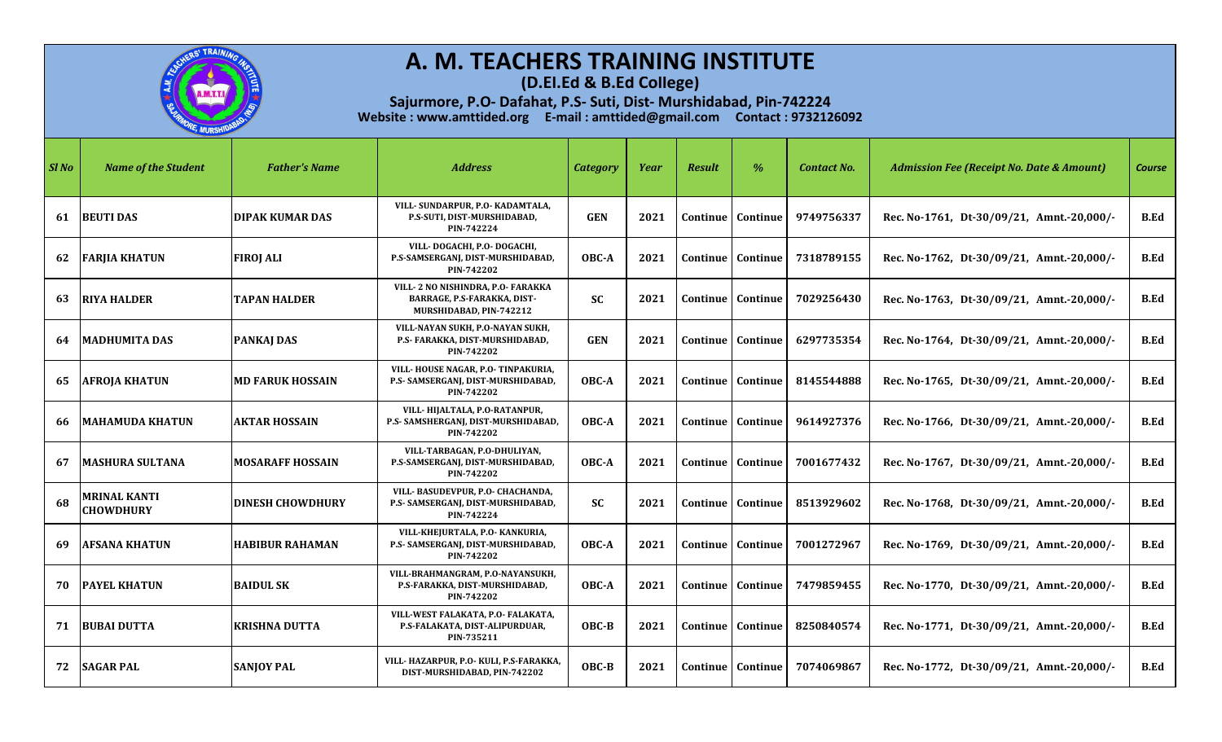# A. M. TEACHERS TRAINING INSTITUTE

**(D.El.Ed & B.Ed College)**

**Sajurmore, P.O- Dafahat, P.S- Suti, Dist- Murshidabad, Pin-742224**

**Website : www.amttided.org E-mail : amttided@gmail.com Contact : 9732126092**

| Sl No | Name of the Student | Father's Name | Address | Category | Year | Result | % | Contact No. | Admission Fee (Receipt No. Date & Amount) | Course |
|---|---|---|---|---|---|---|---|---|---|---|
| 61 | BEUTI DAS | DIPAK KUMAR DAS | VILL- SUNDARPUR, P.O- KADAMTALA, P.S-SUTI, DIST-MURSHIDABAD, PIN-742224 | GEN | 2021 | Continue | Continue | 9749756337 | Rec. No-1761, Dt-30/09/21, Amnt.-20,000/- | B.Ed |
| 62 | FARJIA KHATUN | FIROJ ALI | VILL- DOGACHI, P.O- DOGACHI, P.S-SAMSERGANJ, DIST-MURSHIDABAD, PIN-742202 | OBC-A | 2021 | Continue | Continue | 7318789155 | Rec. No-1762, Dt-30/09/21, Amnt.-20,000/- | B.Ed |
| 63 | RIYA HALDER | TAPAN HALDER | VILL- 2 NO NISHINDRA, P.O- FARAKKA BARRAGE, P.S-FARAKKA, DIST-MURSHIDABAD, PIN-742212 | SC | 2021 | Continue | Continue | 7029256430 | Rec. No-1763, Dt-30/09/21, Amnt.-20,000/- | B.Ed |
| 64 | MADHUMITA DAS | PANKAJ DAS | VILL-NAYAN SUKH, P.O-NAYAN SUKH, P.S- FARAKKA, DIST-MURSHIDABAD, PIN-742202 | GEN | 2021 | Continue | Continue | 6297735354 | Rec. No-1764, Dt-30/09/21, Amnt.-20,000/- | B.Ed |
| 65 | AFROJA KHATUN | MD FARUK HOSSAIN | VILL- HOUSE NAGAR, P.O- TINPAKURIA, P.S- SAMSERGANJ, DIST-MURSHIDABAD, PIN-742202 | OBC-A | 2021 | Continue | Continue | 8145544888 | Rec. No-1765, Dt-30/09/21, Amnt.-20,000/- | B.Ed |
| 66 | MAHAMUDA KHATUN | AKTAR HOSSAIN | VILL- HIJALTALA, P.O-RATANPUR, P.S- SAMSHERGANJ, DIST-MURSHIDABAD, PIN-742202 | OBC-A | 2021 | Continue | Continue | 9614927376 | Rec. No-1766, Dt-30/09/21, Amnt.-20,000/- | B.Ed |
| 67 | MASHURA SULTANA | MOSARAFF HOSSAIN | VILL-TARBAGAN, P.O-DHULIYAN, P.S-SAMSERGANJ, DIST-MURSHIDABAD, PIN-742202 | OBC-A | 2021 | Continue | Continue | 7001677432 | Rec. No-1767, Dt-30/09/21, Amnt.-20,000/- | B.Ed |
| 68 | MRINAL KANTI CHOWDHURY | DINESH CHOWDHURY | VILL- BASUDEVPUR, P.O- CHACHANDA, P.S- SAMSERGANJ, DIST-MURSHIDABAD, PIN-742224 | SC | 2021 | Continue | Continue | 8513929602 | Rec. No-1768, Dt-30/09/21, Amnt.-20,000/- | B.Ed |
| 69 | AFSANA KHATUN | HABIBUR RAHAMAN | VILL-KHEJURTALA, P.O- KANKURIA, P.S- SAMSERGANJ, DIST-MURSHIDABAD, PIN-742202 | OBC-A | 2021 | Continue | Continue | 7001272967 | Rec. No-1769, Dt-30/09/21, Amnt.-20,000/- | B.Ed |
| 70 | PAYEL KHATUN | BAIDUL SK | VILL-BRAHMANGRAM, P.O-NAYANSUKH, P.S-FARAKKA, DIST-MURSHIDABAD, PIN-742202 | OBC-A | 2021 | Continue | Continue | 7479859455 | Rec. No-1770, Dt-30/09/21, Amnt.-20,000/- | B.Ed |
| 71 | BUBAI DUTTA | KRISHNA DUTTA | VILL-WEST FALAKATA, P.O- FALAKATA, P.S-FALAKATA, DIST-ALIPURDUAR, PIN-735211 | OBC-B | 2021 | Continue | Continue | 8250840574 | Rec. No-1771, Dt-30/09/21, Amnt.-20,000/- | B.Ed |
| 72 | SAGAR PAL | SANJOY PAL | VILL- HAZARPUR, P.O- KULI, P.S-FARAKKA, DIST-MURSHIDABAD, PIN-742202 | OBC-B | 2021 | Continue | Continue | 7074069867 | Rec. No-1772, Dt-30/09/21, Amnt.-20,000/- | B.Ed |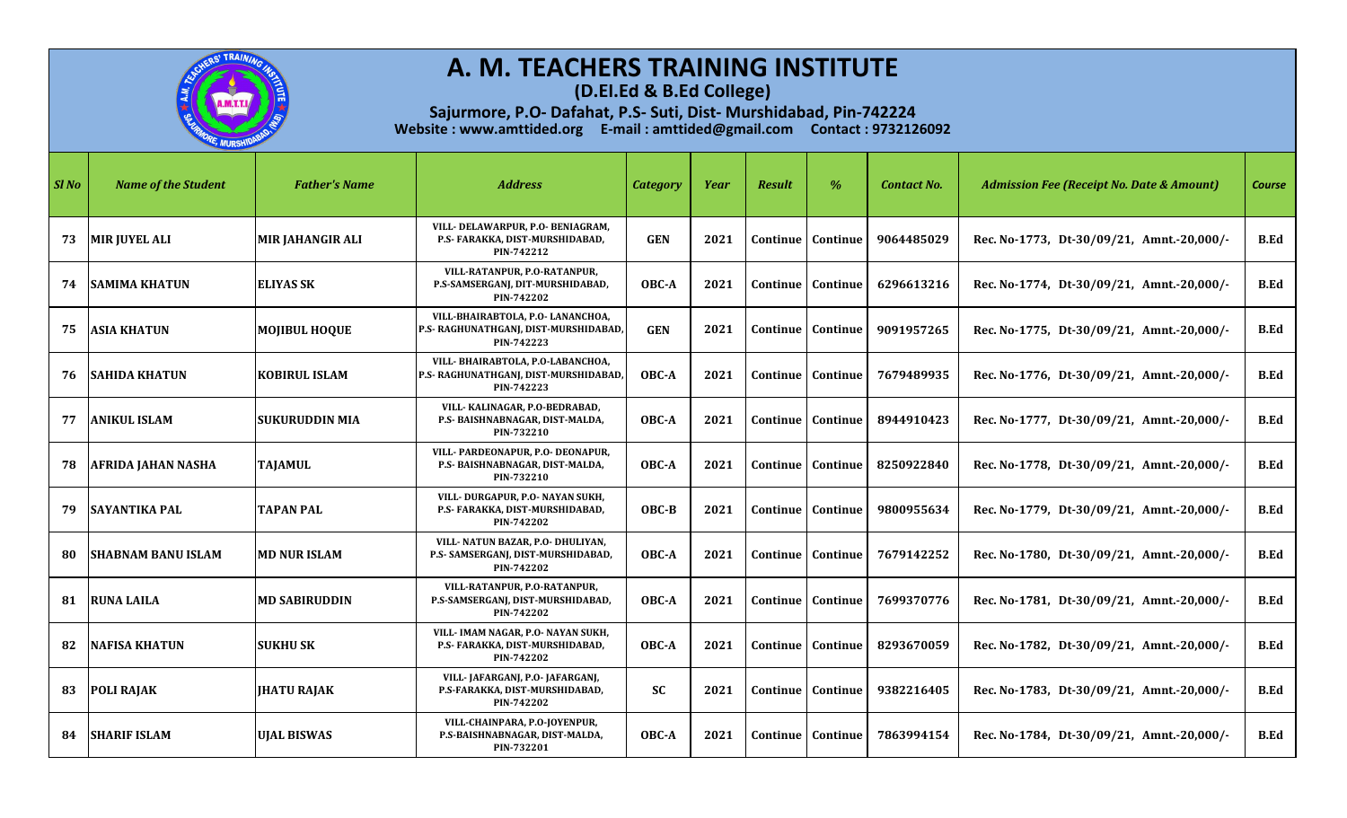# A. M. TEACHERS TRAINING INSTITUTE

**(D.El.Ed & B.Ed College)**

**Sajurmore, P.O- Dafahat, P.S- Suti, Dist- Murshidabad, Pin-742224**

**Website : www.amttided.org E-mail : amttided@gmail.com Contact : 9732126092**

| Sl No | Name of the Student | Father's Name | Address | Category | Year | Result | % | Contact No. | Admission Fee (Receipt No. Date & Amount) | Course |
|---|---|---|---|---|---|---|---|---|---|---|
| 73 | MIR JUYEL ALI | MIR JAHANGIR ALI | VILL- DELAWARPUR, P.O- BENIAGRAM, P.S- FARAKKA, DIST-MURSHIDABAD, PIN-742212 | GEN | 2021 | Continue | Continue | 9064485029 | Rec. No-1773, Dt-30/09/21, Amnt.-20,000/- | B.Ed |
| 74 | SAMIMA KHATUN | ELIYAS SK | VILL-RATANPUR, P.O-RATANPUR, P.S-SAMSERGANJ, DIT-MURSHIDABAD, PIN-742202 | OBC-A | 2021 | Continue | Continue | 6296613216 | Rec. No-1774, Dt-30/09/21, Amnt.-20,000/- | B.Ed |
| 75 | ASIA KHATUN | MOJIBUL HOQUE | VILL-BHAIRABTOLA, P.O- LANANCHOA, P.S- RAGHUNATHGANJ, DIST-MURSHIDABAD, PIN-742223 | GEN | 2021 | Continue | Continue | 9091957265 | Rec. No-1775, Dt-30/09/21, Amnt.-20,000/- | B.Ed |
| 76 | SAHIDA KHATUN | KOBIRUL ISLAM | VILL- BHAIRABTOLA, P.O-LABANCHOA, P.S- RAGHUNATHGANJ, DIST-MURSHIDABAD, PIN-742223 | OBC-A | 2021 | Continue | Continue | 7679489935 | Rec. No-1776, Dt-30/09/21, Amnt.-20,000/- | B.Ed |
| 77 | ANIKUL ISLAM | SUKURUDDIN MIA | VILL- KALINAGAR, P.O-BEDRABAD, P.S- BAISHNABNAGAR, DIST-MALDA, PIN-732210 | OBC-A | 2021 | Continue | Continue | 8944910423 | Rec. No-1777, Dt-30/09/21, Amnt.-20,000/- | B.Ed |
| 78 | AFRIDA JAHAN NASHA | TAJAMUL | VILL- PARDEONAPUR, P.O- DEONAPUR, P.S- BAISHNABNAGAR, DIST-MALDA, PIN-732210 | OBC-A | 2021 | Continue | Continue | 8250922840 | Rec. No-1778, Dt-30/09/21, Amnt.-20,000/- | B.Ed |
| 79 | SAYANTIKA PAL | TAPAN PAL | VILL- DURGAPUR, P.O- NAYAN SUKH, P.S- FARAKKA, DIST-MURSHIDABAD, PIN-742202 | OBC-B | 2021 | Continue | Continue | 9800955634 | Rec. No-1779, Dt-30/09/21, Amnt.-20,000/- | B.Ed |
| 80 | SHABNAM BANU ISLAM | MD NUR ISLAM | VILL- NATUN BAZAR, P.O- DHULIYAN, P.S- SAMSERGANJ, DIST-MURSHIDABAD, PIN-742202 | OBC-A | 2021 | Continue | Continue | 7679142252 | Rec. No-1780, Dt-30/09/21, Amnt.-20,000/- | B.Ed |
| 81 | RUNA LAILA | MD SABIRUDDIN | VILL-RATANPUR, P.O-RATANPUR, P.S-SAMSERGANJ, DIST-MURSHIDABAD, PIN-742202 | OBC-A | 2021 | Continue | Continue | 7699370776 | Rec. No-1781, Dt-30/09/21, Amnt.-20,000/- | B.Ed |
| 82 | NAFISA KHATUN | SUKHU SK | VILL- IMAM NAGAR, P.O- NAYAN SUKH, P.S- FARAKKA, DIST-MURSHIDABAD, PIN-742202 | OBC-A | 2021 | Continue | Continue | 8293670059 | Rec. No-1782, Dt-30/09/21, Amnt.-20,000/- | B.Ed |
| 83 | POLI RAJAK | JHATU RAJAK | VILL- JAFARGANJ, P.O- JAFARGANJ, P.S-FARAKKA, DIST-MURSHIDABAD, PIN-742202 | SC | 2021 | Continue | Continue | 9382216405 | Rec. No-1783, Dt-30/09/21, Amnt.-20,000/- | B.Ed |
| 84 | SHARIF ISLAM | UJAL BISWAS | VILL-CHAINPARA, P.O-JOYENPUR, P.S-BAISHNABNAGAR, DIST-MALDA, PIN-732201 | OBC-A | 2021 | Continue | Continue | 7863994154 | Rec. No-1784, Dt-30/09/21, Amnt.-20,000/- | B.Ed |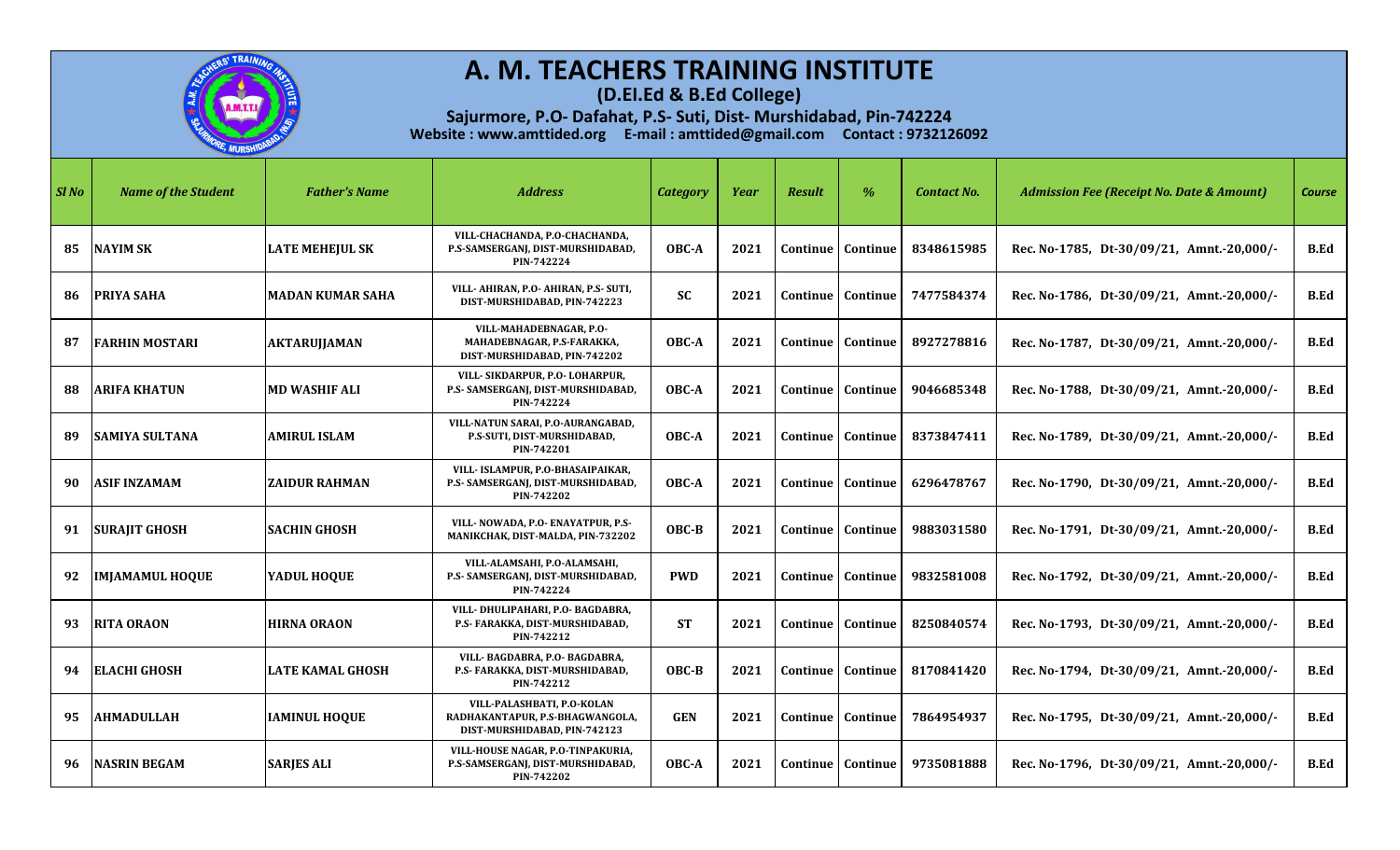# A. M. TEACHERS TRAINING INSTITUTE

**(D.El.Ed & B.Ed College)**

**Sajurmore, P.O- Dafahat, P.S- Suti, Dist- Murshidabad, Pin-742224**

**Website : www.amttided.org E-mail : amttided@gmail.com Contact : 9732126092**

| Sl No | Name of the Student | Father's Name | Address | Category | Year | Result | % | Contact No. | Admission Fee (Receipt No. Date & Amount) | Course |
|---|---|---|---|---|---|---|---|---|---|---|
| 85 | NAYIM SK | LATE MEHEJUL SK | VILL-CHACHANDA, P.O-CHACHANDA, P.S-SAMSERGANJ, DIST-MURSHIDABAD, PIN-742224 | OBC-A | 2021 | Continue | Continue | 8348615985 | Rec. No-1785, Dt-30/09/21, Amnt.-20,000/- | B.Ed |
| 86 | PRIYA SAHA | MADAN KUMAR SAHA | VILL- AHIRAN, P.O- AHIRAN, P.S- SUTI, DIST-MURSHIDABAD, PIN-742223 | SC | 2021 | Continue | Continue | 7477584374 | Rec. No-1786, Dt-30/09/21, Amnt.-20,000/- | B.Ed |
| 87 | FARHIN MOSTARI | AKTARUJJAMAN | VILL-MAHADEBNAGAR, P.O-MAHADEBNAGAR, P.S-FARAKKA, DIST-MURSHIDABAD, PIN-742202 | OBC-A | 2021 | Continue | Continue | 8927278816 | Rec. No-1787, Dt-30/09/21, Amnt.-20,000/- | B.Ed |
| 88 | ARIFA KHATUN | MD WASHIF ALI | VILL- SIKDARPUR, P.O- LOHARPUR, P.S- SAMSERGANJ, DIST-MURSHIDABAD, PIN-742224 | OBC-A | 2021 | Continue | Continue | 9046685348 | Rec. No-1788, Dt-30/09/21, Amnt.-20,000/- | B.Ed |
| 89 | SAMIYA SULTANA | AMIRUL ISLAM | VILL-NATUN SARAI, P.O-AURANGABAD, P.S-SUTI, DIST-MURSHIDABAD, PIN-742201 | OBC-A | 2021 | Continue | Continue | 8373847411 | Rec. No-1789, Dt-30/09/21, Amnt.-20,000/- | B.Ed |
| 90 | ASIF INZAMAM | ZAIDUR RAHMAN | VILL- ISLAMPUR, P.O-BHASAIPAIKAR, P.S- SAMSERGANJ, DIST-MURSHIDABAD, PIN-742202 | OBC-A | 2021 | Continue | Continue | 6296478767 | Rec. No-1790, Dt-30/09/21, Amnt.-20,000/- | B.Ed |
| 91 | SURAJIT GHOSH | SACHIN GHOSH | VILL- NOWADA, P.O- ENAYATPUR, P.S-MANIKCHAK, DIST-MALDA, PIN-732202 | OBC-B | 2021 | Continue | Continue | 9883031580 | Rec. No-1791, Dt-30/09/21, Amnt.-20,000/- | B.Ed |
| 92 | IMJAMAMUL HOQUE | YADUL HOQUE | VILL-ALAMSAHI, P.O-ALAMSAHI, P.S- SAMSERGANJ, DIST-MURSHIDABAD, PIN-742224 | PWD | 2021 | Continue | Continue | 9832581008 | Rec. No-1792, Dt-30/09/21, Amnt.-20,000/- | B.Ed |
| 93 | RITA ORAON | HIRNA ORAON | VILL- DHULIPAHARI, P.O- BAGDABRA, P.S- FARAKKA, DIST-MURSHIDABAD, PIN-742212 | ST | 2021 | Continue | Continue | 8250840574 | Rec. No-1793, Dt-30/09/21, Amnt.-20,000/- | B.Ed |
| 94 | ELACHI GHOSH | LATE KAMAL GHOSH | VILL- BAGDABRA, P.O- BAGDABRA, P.S- FARAKKA, DIST-MURSHIDABAD, PIN-742212 | OBC-B | 2021 | Continue | Continue | 8170841420 | Rec. No-1794, Dt-30/09/21, Amnt.-20,000/- | B.Ed |
| 95 | AHMADULLAH | IAMINUL HOQUE | VILL-PALASHBATI, P.O-KOLAN RADHAKANTAPUR, P.S-BHAGWANGOLA, DIST-MURSHIDABAD, PIN-742123 | GEN | 2021 | Continue | Continue | 7864954937 | Rec. No-1795, Dt-30/09/21, Amnt.-20,000/- | B.Ed |
| 96 | NASRIN BEGAM | SARJES ALI | VILL-HOUSE NAGAR, P.O-TINPAKURIA, P.S-SAMSERGANJ, DIST-MURSHIDABAD, PIN-742202 | OBC-A | 2021 | Continue | Continue | 9735081888 | Rec. No-1796, Dt-30/09/21, Amnt.-20,000/- | B.Ed |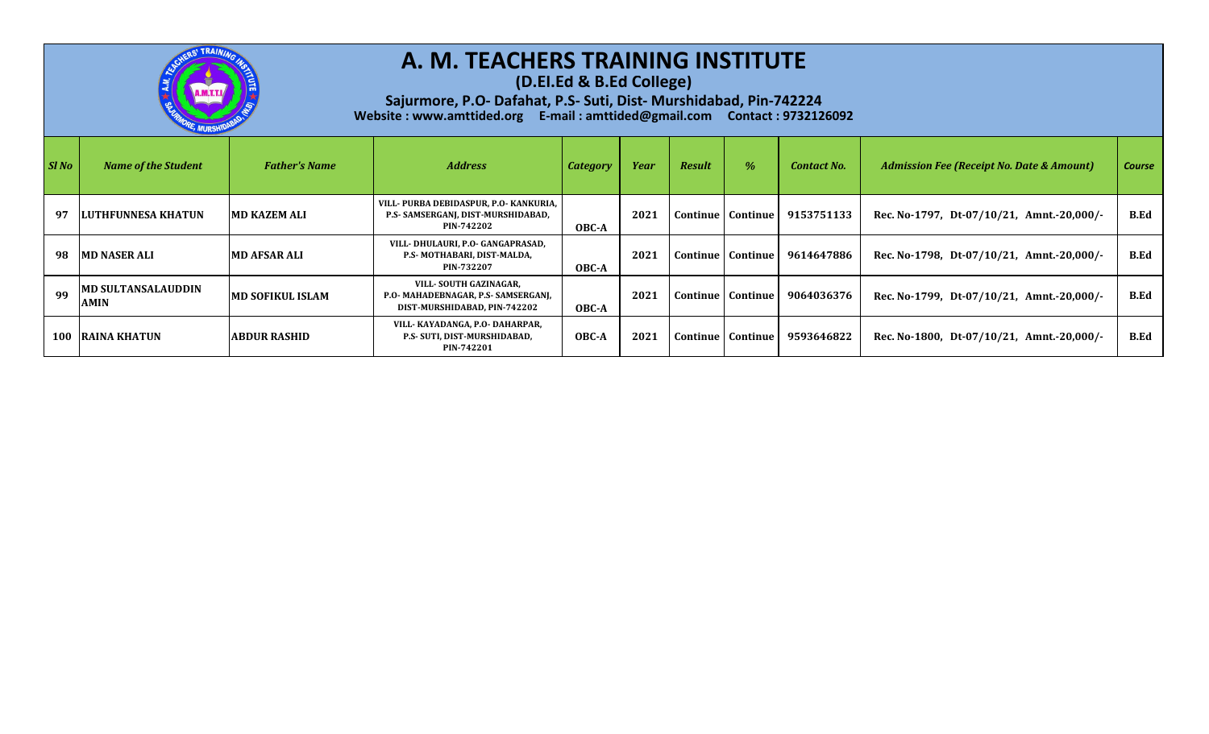# A. M. TEACHERS TRAINING INSTITUTE

**(D.El.Ed & B.Ed College)**

**Sajurmore, P.O- Dafahat, P.S- Suti, Dist- Murshidabad, Pin-742224**

**Website : www.amttided.org E-mail : amttided@gmail.com Contact : 9732126092**

| Sl No | Name of the Student | Father's Name | Address | Category | Year | Result | % | Contact No. | Admission Fee (Receipt No. Date & Amount) | Course |
|---|---|---|---|---|---|---|---|---|---|---|
| 97 | LUTHFUNNESA KHATUN | MD KAZEM ALI | VILL- PURBA DEBIDASPUR, P.O- KANKURIA, P.S- SAMSERGANJ, DIST-MURSHIDABAD, PIN-742202 | OBC-A | 2021 | Continue | Continue | 9153751133 | Rec. No-1797, Dt-07/10/21, Amnt.-20,000/- | B.Ed |
| 98 | MD NASER ALI | MD AFSAR ALI | VILL- DHULAURI, P.O- GANGAPRASAD, P.S- MOTHABARI, DIST-MALDA, PIN-732207 | OBC-A | 2021 | Continue | Continue | 9614647886 | Rec. No-1798, Dt-07/10/21, Amnt.-20,000/- | B.Ed |
| 99 | MD SULTANSALAUDDIN AMIN | MD SOFIKUL ISLAM | VILL- SOUTH GAZINAGAR, P.O- MAHADEBNAGAR, P.S- SAMSERGANJ, DIST-MURSHIDABAD, PIN-742202 | OBC-A | 2021 | Continue | Continue | 9064036376 | Rec. No-1799, Dt-07/10/21, Amnt.-20,000/- | B.Ed |
| 100 | RAINA KHATUN | ABDUR RASHID | VILL- KAYADANGA, P.O- DAHARPAR, P.S- SUTI, DIST-MURSHIDABAD, PIN-742201 | OBC-A | 2021 | Continue | Continue | 9593646822 | Rec. No-1800, Dt-07/10/21, Amnt.-20,000/- | B.Ed |